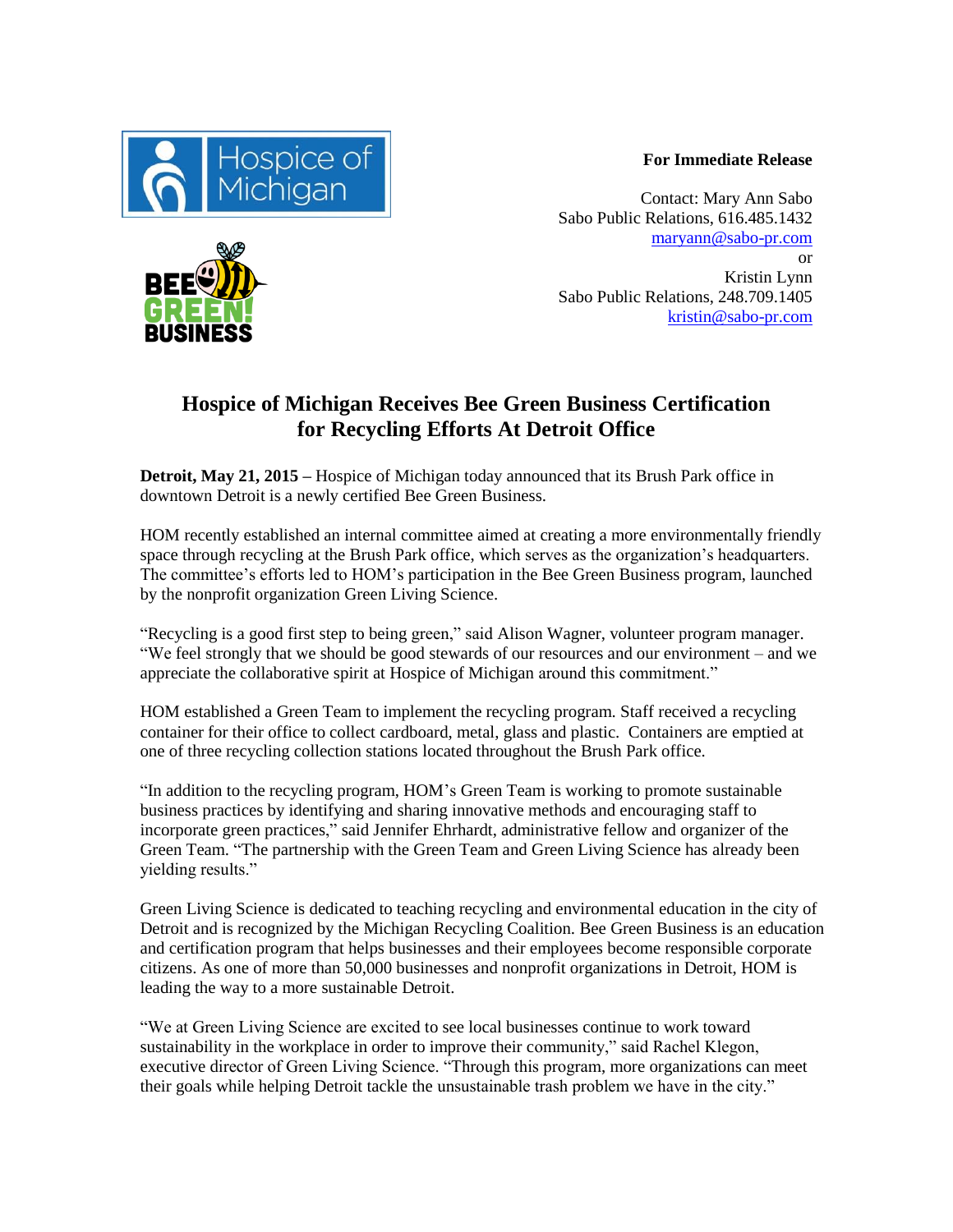**For Immediate Release**

Contact: Mary Ann Sabo
Sabo Public Relations, 616.485.1432
maryann@sabo-pr.com
or
Kristin Lynn
Sabo Public Relations, 248.709.1405
kristin@sabo-pr.com

# Hospice of Michigan Receives Bee Green Business Certification for Recycling Efforts At Detroit Office

**Detroit, May 21, 2015 –** Hospice of Michigan today announced that its Brush Park office in downtown Detroit is a newly certified Bee Green Business.

HOM recently established an internal committee aimed at creating a more environmentally friendly space through recycling at the Brush Park office, which serves as the organization's headquarters. The committee's efforts led to HOM's participation in the Bee Green Business program, launched by the nonprofit organization Green Living Science.

"Recycling is a good first step to being green," said Alison Wagner, volunteer program manager. "We feel strongly that we should be good stewards of our resources and our environment – and we appreciate the collaborative spirit at Hospice of Michigan around this commitment."

HOM established a Green Team to implement the recycling program. Staff received a recycling container for their office to collect cardboard, metal, glass and plastic. Containers are emptied at one of three recycling collection stations located throughout the Brush Park office.

"In addition to the recycling program, HOM's Green Team is working to promote sustainable business practices by identifying and sharing innovative methods and encouraging staff to incorporate green practices," said Jennifer Ehrhardt, administrative fellow and organizer of the Green Team. "The partnership with the Green Team and Green Living Science has already been yielding results."

Green Living Science is dedicated to teaching recycling and environmental education in the city of Detroit and is recognized by the Michigan Recycling Coalition. Bee Green Business is an education and certification program that helps businesses and their employees become responsible corporate citizens. As one of more than 50,000 businesses and nonprofit organizations in Detroit, HOM is leading the way to a more sustainable Detroit.

"We at Green Living Science are excited to see local businesses continue to work toward sustainability in the workplace in order to improve their community," said Rachel Klegon, executive director of Green Living Science. "Through this program, more organizations can meet their goals while helping Detroit tackle the unsustainable trash problem we have in the city."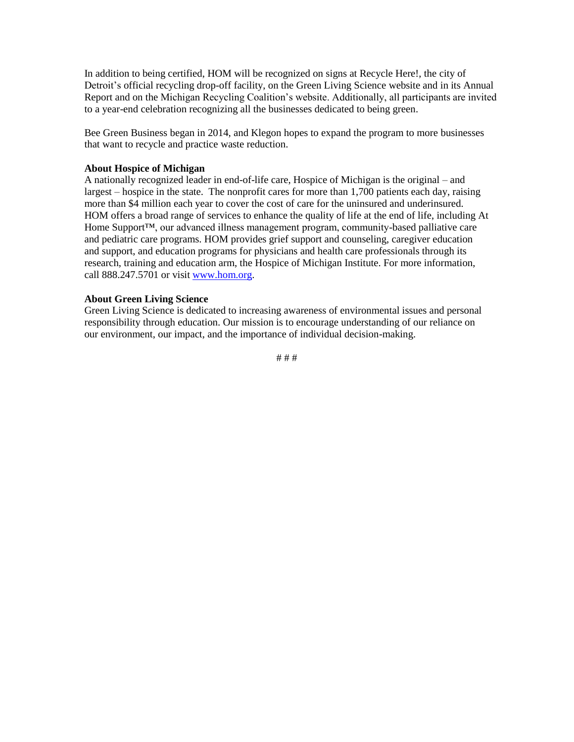In addition to being certified, HOM will be recognized on signs at Recycle Here!, the city of Detroit's official recycling drop-off facility, on the Green Living Science website and in its Annual Report and on the Michigan Recycling Coalition's website. Additionally, all participants are invited to a year-end celebration recognizing all the businesses dedicated to being green.

Bee Green Business began in 2014, and Klegon hopes to expand the program to more businesses that want to recycle and practice waste reduction.

**About Hospice of Michigan**

A nationally recognized leader in end-of-life care, Hospice of Michigan is the original – and largest – hospice in the state. The nonprofit cares for more than 1,700 patients each day, raising more than $4 million each year to cover the cost of care for the uninsured and underinsured. HOM offers a broad range of services to enhance the quality of life at the end of life, including At Home Support™, our advanced illness management program, community-based palliative care and pediatric care programs. HOM provides grief support and counseling, caregiver education and support, and education programs for physicians and health care professionals through its research, training and education arm, the Hospice of Michigan Institute. For more information, call 888.247.5701 or visit [www.hom.org](http://www.hom.org).

**About Green Living Science**

Green Living Science is dedicated to increasing awareness of environmental issues and personal responsibility through education. Our mission is to encourage understanding of our reliance on our environment, our impact, and the importance of individual decision-making.

# # #